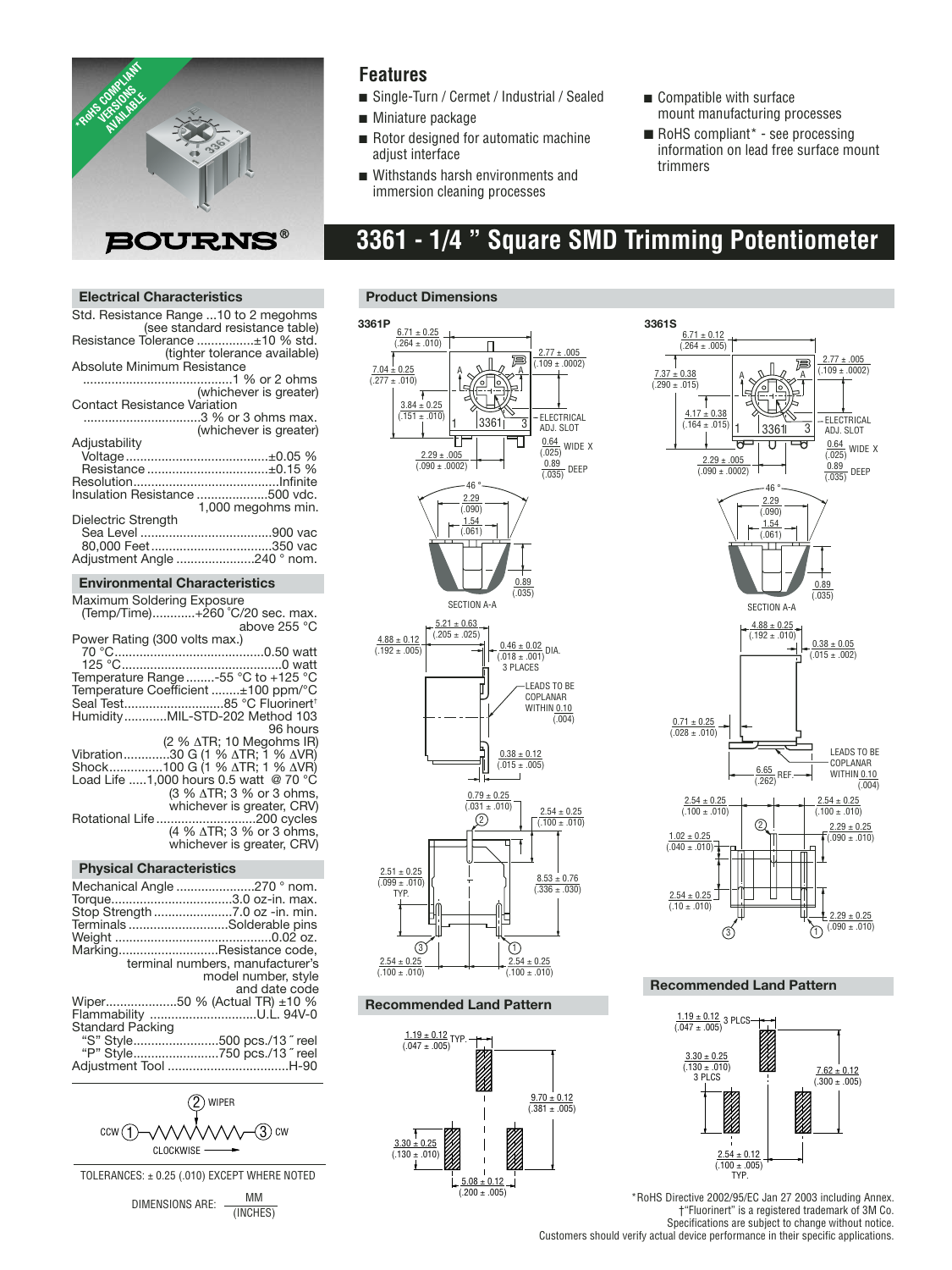*RoHS COMPLIANT VERSIONS AVAILABLE

BOURNS®

## Features

- Single-Turn / Cermet / Industrial / Sealed
- Miniature package
- Rotor designed for automatic machine adjust interface
- Withstands harsh environments and immersion cleaning processes
- Compatible with surface mount manufacturing processes
- RoHS compliant* - see processing information on lead free surface mount trimmers

# 3361 - 1/4 " Square SMD Trimming Potentiometer

### Electrical Characteristics

Std. Resistance Range ...10 to 2 megohms (see standard resistance table)
Resistance Tolerance ................±10 % std. (tighter tolerance available)
Absolute Minimum Resistance ..........................................1 % or 2 ohms (whichever is greater)
Contact Resistance Variation .................................3 % or 3 ohms max. (whichever is greater)
Adjustability
 Voltage........................................±0.05 %
 Resistance..................................±0.15 %
Resolution.........................................Infinite
Insulation Resistance ....................500 vdc. 1,000 megohms min.
Dielectric Strength
 Sea Level ....................................900 vac
 80,000 Feet..................................350 vac
Adjustment Angle ......................240 ° nom.

### Environmental Characteristics

Maximum Soldering Exposure (Temp/Time)............+260 °C/20 sec. max. above 255 °C
Power Rating (300 volts max.)
 70 °C..........................................0.50 watt
 125 °C............................................0 watt
Temperature Range........-55 °C to +125 °C
Temperature Coefficient ........±100 ppm/°C
Seal Test............................85 °C Fluorinert†
Humidity............MIL-STD-202 Method 103 96 hours (2 % ΔTR; 10 Megohms IR)
Vibration.............30 G (1 % ΔTR; 1 % ΔVR)
Shock...............100 G (1 % ΔTR; 1 % ΔVR)
Load Life .....1,000 hours 0.5 watt @ 70 °C (3 % ΔTR; 3 % or 3 ohms, whichever is greater, CRV)
Rotational Life............................200 cycles (4 % ΔTR; 3 % or 3 ohms, whichever is greater, CRV)

### Physical Characteristics

Mechanical Angle ......................270 ° nom.
Torque..................................3.0 oz-in. max.
Stop Strength ......................7.0 oz -in. min.
Terminals ...........................Solderable pins
Weight ............................................0.02 oz.
Marking............................Resistance code, terminal numbers, manufacturer's model number, style and date code
Wiper....................50 % (Actual TR) ±10 %
Flammability ..............................U.L. 94V-0
Standard Packing
 "S" Style........................500 pcs./13 ˝ reel
 "P" Style........................750 pcs./13 ˝ reel
Adjustment Tool .................................H-90

(2) WIPER — CCW (1) — (3) CW — CLOCKWISE

TOLERANCES: ± 0.25 (.010) EXCEPT WHERE NOTED

DIMENSIONS ARE: MM / (INCHES)

### Product Dimensions

**3361P**

6.71 ± 0.25 (.264 ± .010); 7.04 ± 0.25 (.277 ± .010); 3.84 ± 0.25 (.151 ± .010); 2.77 ± .005 (.109 ± .0002); ELECTRICAL ADJ. SLOT 0.64 (.025) WIDE X 0.89 (.035) DEEP; 2.29 ± .005 (.090 ± .0002)

SECTION A-A: 46 °; 2.29 (.090); 1.54 (.061); 0.89 (.035)

5.21 ± 0.63 (.205 ± .025); 4.88 ± 0.12 (.192 ± .005); 0.46 ± 0.02 (.018 ± .001) DIA. 3 PLACES; LEADS TO BE COPLANAR WITHIN 0.10 (.004); 0.38 ± 0.12 (.015 ± .005)

0.79 ± 0.25 (.031 ± .010); 2.54 ± 0.25 (.100 ± .010); 2.51 ± 0.25 (.099 ± .010) TYP.; 8.53 ± 0.76 (.336 ± .030); 2.54 ± 0.25 (.100 ± .010); 2.54 ± 0.25 (.100 ± .010)

**3361S**

6.71 ± 0.12 (.264 ± .005); 7.37 ± 0.38 (.290 ± .015); 4.17 ± 0.38 (.164 ± .015); 2.77 ± .005 (.109 ± .0002); ELECTRICAL ADJ. SLOT 0.64 (.025) WIDE X 0.89 (.035) DEEP; 2.29 ± .005 (.090 ± .0002)

SECTION A-A: 46 °; 2.29 (.090); 1.54 (.061); 0.89 (.035)

4.88 ± 0.25 (.192 ± .010); 0.38 ± 0.05 (.015 ± .002); 0.71 ± 0.25 (.028 ± .010); 6.65 (.262) REF.; LEADS TO BE COPLANAR WITHIN 0.10 (.004)

2.54 ± 0.25 (.100 ± .010); 2.54 ± 0.25 (.100 ± .010); 2.29 ± 0.25 (.090 ± .010); 1.02 ± 0.25 (.040 ± .010); 2.54 ± 0.25 (.10 ± .010); 2.29 ± 0.25 (.090 ± .010)

### Recommended Land Pattern (3361P)

1.19 ± 0.12 (.047 ± .005) TYP.; 9.70 ± 0.12 (.381 ± .005); 3.30 ± 0.25 (.130 ± .010); 5.08 ± 0.12 (.200 ± .005)

### Recommended Land Pattern (3361S)

1.19 ± 0.12 (.047 ± .005) 3 PLCS; 3.30 ± 0.25 (.130 ± .010) 3 PLCS; 7.62 ± 0.12 (.300 ± .005); 2.54 ± 0.12 (.100 ± .005) TYP.

*RoHS Directive 2002/95/EC Jan 27 2003 including Annex.
†"Fluorinert" is a registered trademark of 3M Co.
Specifications are subject to change without notice.
Customers should verify actual device performance in their specific applications.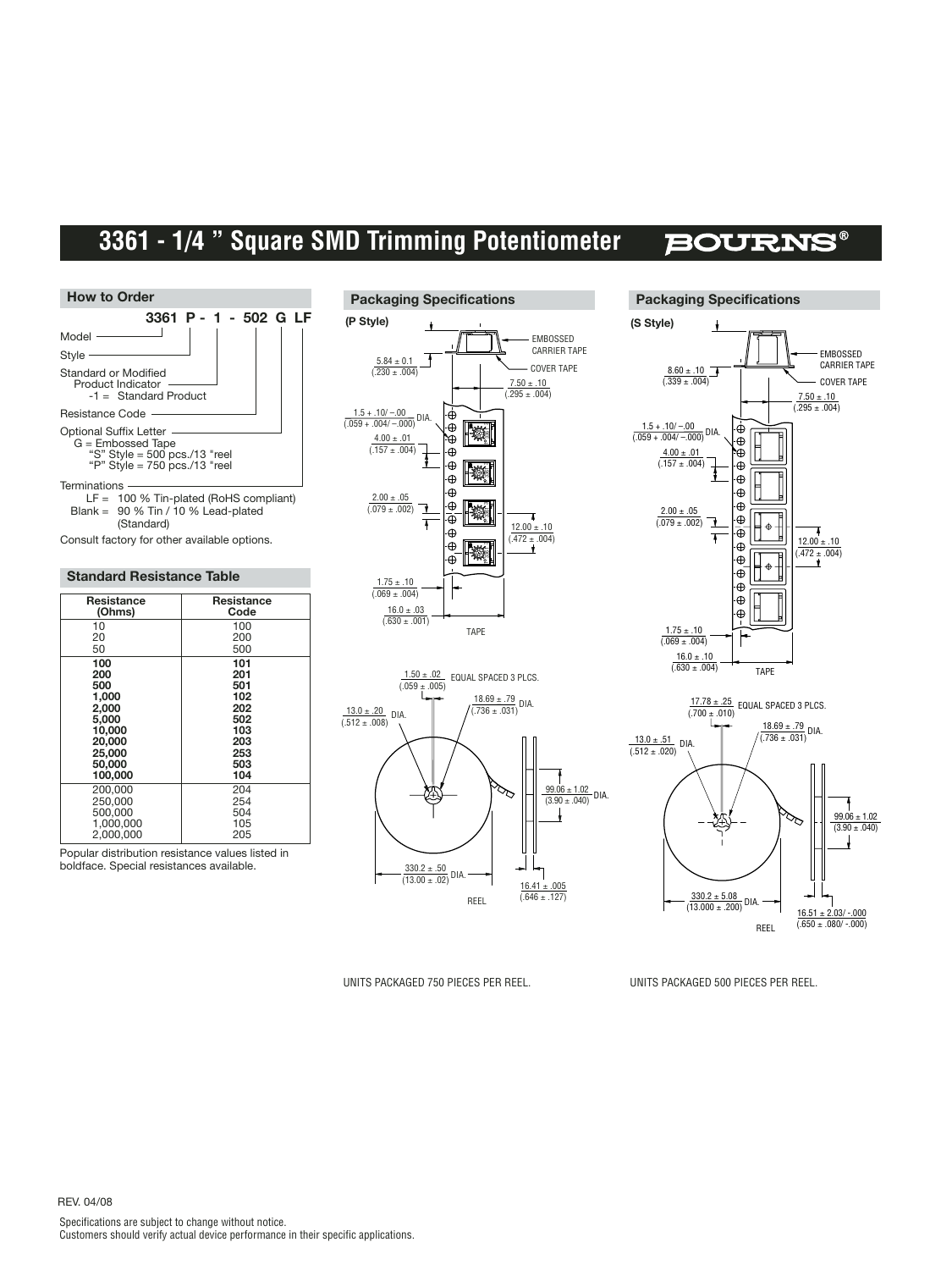# 3361 - 1/4 " Square SMD Trimming Potentiometer

BOURNS®

## How to Order

**3361 P - 1 - 502 G LF**

- Model
- Style
- Standard or Modified Product Indicator
  - -1 = Standard Product
- Resistance Code
- Optional Suffix Letter
  - G = Embossed Tape
    - "S" Style = 500 pcs./13 "reel
    - "P" Style = 750 pcs./13 "reel
- Terminations
  - LF = 100 % Tin-plated (RoHS compliant)
  - Blank = 90 % Tin / 10 % Lead-plated (Standard)

Consult factory for other available options.

## Standard Resistance Table

| Resistance (Ohms) | Resistance Code |
|---|---|
| 10 | 100 |
| 20 | 200 |
| 50 | 500 |
| **100** | **101** |
| **200** | **201** |
| **500** | **501** |
| **1,000** | **102** |
| **2,000** | **202** |
| **5,000** | **502** |
| **10,000** | **103** |
| **20,000** | **203** |
| **25,000** | **253** |
| **50,000** | **503** |
| **100,000** | **104** |
| 200,000 | 204 |
| 250,000 | 254 |
| 500,000 | 504 |
| 1,000,000 | 105 |
| 2,000,000 | 205 |

Popular distribution resistance values listed in boldface. Special resistances available.

## Packaging Specifications

**(P Style)**

EMBOSSED CARRIER TAPE

COVER TAPE

5.84 ± 0.1
(.230 ± .004)

7.50 ± .10
(.295 ± .004)

1.5 + .10/ –.00
(.059 + .004/ –.000) DIA.

4.00 ± .01
(.157 ± .004)

2.00 ± .05
(.079 ± .002)

12.00 ± .10
(.472 ± .004)

1.75 ± .10
(.069 ± .004)

16.0 ± .03
(.630 ± .001)

TAPE

1.50 ± .02
(.059 ± .005) EQUAL SPACED 3 PLCS.

18.69 ± .79
(.736 ± .031) DIA.

13.0 ± .20
(.512 ± .008) DIA.

99.06 ± 1.02
(3.90 ± .040) DIA.

330.2 ± .50
(13.00 ± .02) DIA.

16.41 ± .005
(.646 ± .127)

REEL

UNITS PACKAGED 750 PIECES PER REEL.

## Packaging Specifications

**(S Style)**

EMBOSSED CARRIER TAPE

COVER TAPE

8.60 ± .10
(.339 ± .004)

7.50 ± .10
(.295 ± .004)

1.5 + .10/ –.00
(.059 + .004/ –.000) DIA.

4.00 ± .01
(.157 ± .004)

2.00 ± .05
(.079 ± .002)

12.00 ± .10
(.472 ± .004)

1.75 ± .10
(.069 ± .004)

16.0 ± .10
(.630 ± .004)

TAPE

17.78 ± .25
(.700 ± .010) EQUAL SPACED 3 PLCS.

18.69 ± .79
(.736 ± .031) DIA.

13.0 ± .51
(.512 ± .020) DIA.

99.06 ± 1.02
(3.90 ± .040)

330.2 ± 5.08
(13.000 ± .200) DIA.

16.51 ± 2.03/ -.000
(.650 ± .080/ -.000)

REEL

UNITS PACKAGED 500 PIECES PER REEL.

REV. 04/08

Specifications are subject to change without notice.
Customers should verify actual device performance in their specific applications.